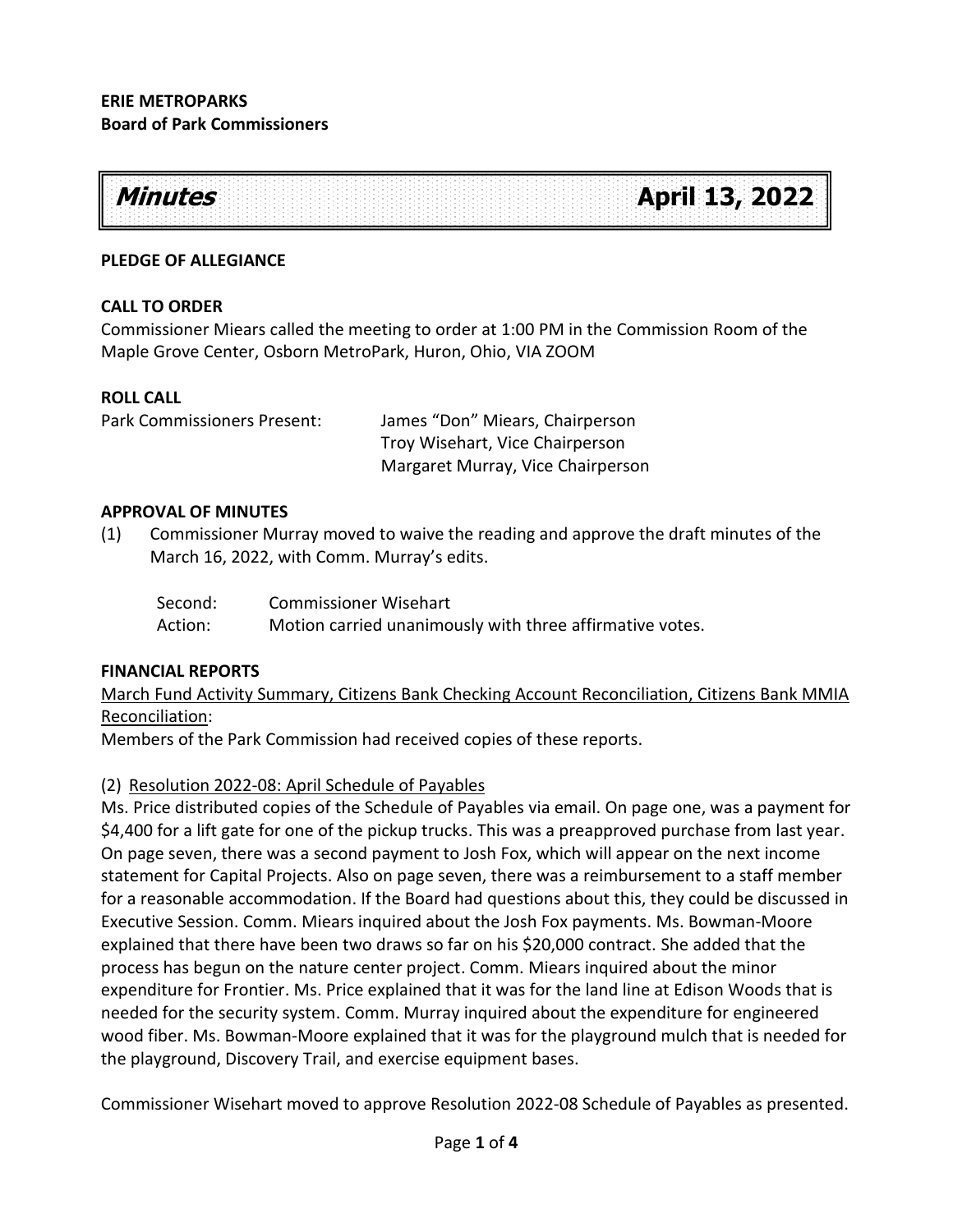**ERIE METROPARKS**
**Board of Park Commissioners**

# *Minutes* April 13, 2022

**PLEDGE OF ALLEGIANCE**

**CALL TO ORDER**

Commissioner Miears called the meeting to order at 1:00 PM in the Commission Room of the Maple Grove Center, Osborn MetroPark, Huron, Ohio, VIA ZOOM

**ROLL CALL**

| Park Commissioners Present: | James "Don" Miears, Chairperson |
|---|---|
| | Troy Wisehart, Vice Chairperson |
| | Margaret Murray, Vice Chairperson |

**APPROVAL OF MINUTES**

(1) Commissioner Murray moved to waive the reading and approve the draft minutes of the March 16, 2022, with Comm. Murray's edits.

Second: Commissioner Wisehart
Action: Motion carried unanimously with three affirmative votes.

**FINANCIAL REPORTS**

March Fund Activity Summary, Citizens Bank Checking Account Reconciliation, Citizens Bank MMIA Reconciliation:
Members of the Park Commission had received copies of these reports.

(2) Resolution 2022-08: April Schedule of Payables

Ms. Price distributed copies of the Schedule of Payables via email. On page one, was a payment for $4,400 for a lift gate for one of the pickup trucks. This was a preapproved purchase from last year. On page seven, there was a second payment to Josh Fox, which will appear on the next income statement for Capital Projects. Also on page seven, there was a reimbursement to a staff member for a reasonable accommodation. If the Board had questions about this, they could be discussed in Executive Session. Comm. Miears inquired about the Josh Fox payments. Ms. Bowman-Moore explained that there have been two draws so far on his $20,000 contract. She added that the process has begun on the nature center project. Comm. Miears inquired about the minor expenditure for Frontier. Ms. Price explained that it was for the land line at Edison Woods that is needed for the security system. Comm. Murray inquired about the expenditure for engineered wood fiber. Ms. Bowman-Moore explained that it was for the playground mulch that is needed for the playground, Discovery Trail, and exercise equipment bases.

Commissioner Wisehart moved to approve Resolution 2022-08 Schedule of Payables as presented.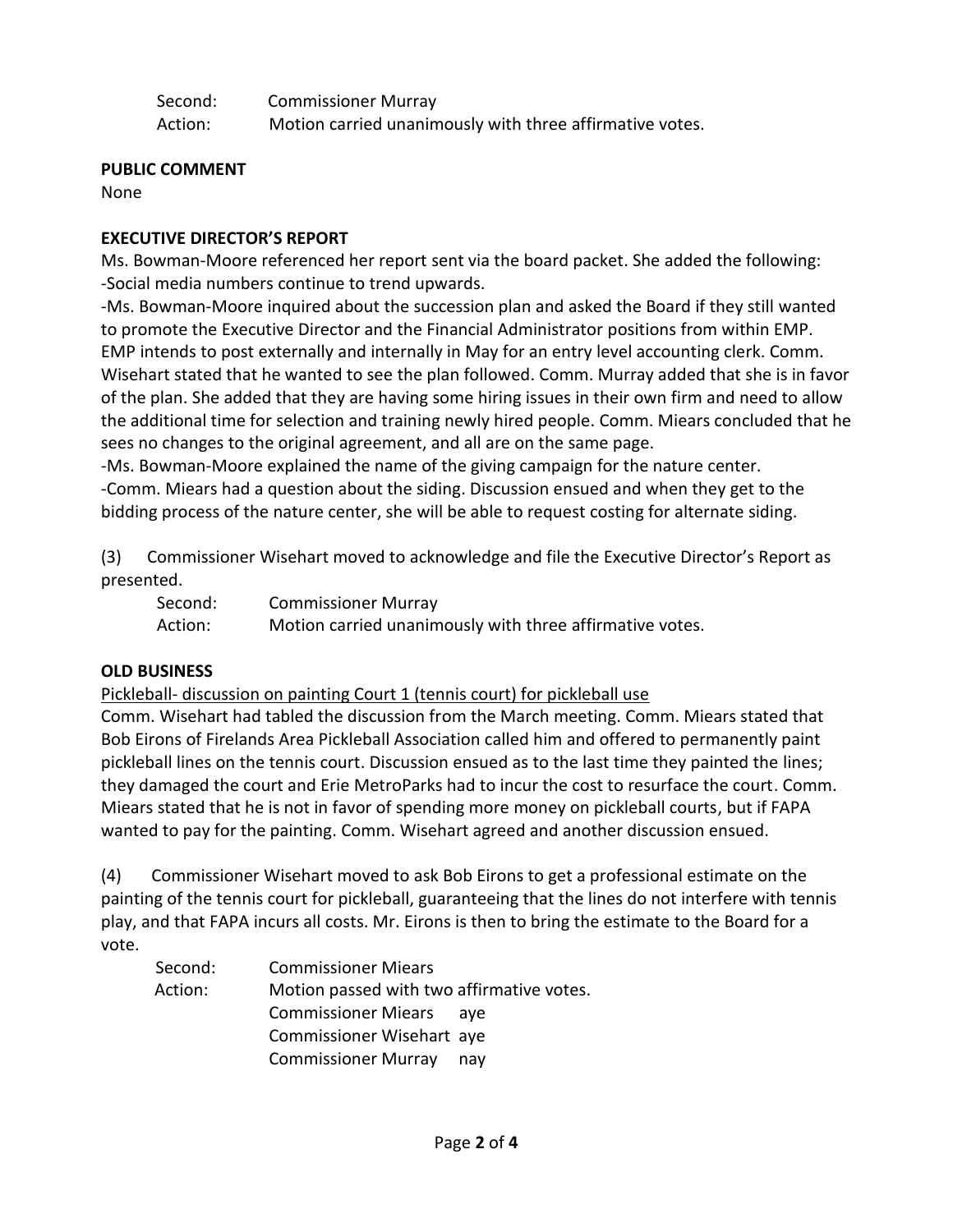Second: Commissioner Murray
Action: Motion carried unanimously with three affirmative votes.

**PUBLIC COMMENT**

None

**EXECUTIVE DIRECTOR'S REPORT**

Ms. Bowman-Moore referenced her report sent via the board packet. She added the following:

-Social media numbers continue to trend upwards.

-Ms. Bowman-Moore inquired about the succession plan and asked the Board if they still wanted to promote the Executive Director and the Financial Administrator positions from within EMP. EMP intends to post externally and internally in May for an entry level accounting clerk. Comm. Wisehart stated that he wanted to see the plan followed. Comm. Murray added that she is in favor of the plan. She added that they are having some hiring issues in their own firm and need to allow the additional time for selection and training newly hired people. Comm. Miears concluded that he sees no changes to the original agreement, and all are on the same page.

-Ms. Bowman-Moore explained the name of the giving campaign for the nature center.

-Comm. Miears had a question about the siding. Discussion ensued and when they get to the bidding process of the nature center, she will be able to request costing for alternate siding.

(3) Commissioner Wisehart moved to acknowledge and file the Executive Director's Report as presented.

Second: Commissioner Murray
Action: Motion carried unanimously with three affirmative votes.

**OLD BUSINESS**

Pickleball- discussion on painting Court 1 (tennis court) for pickleball use

Comm. Wisehart had tabled the discussion from the March meeting. Comm. Miears stated that Bob Eirons of Firelands Area Pickleball Association called him and offered to permanently paint pickleball lines on the tennis court. Discussion ensued as to the last time they painted the lines; they damaged the court and Erie MetroParks had to incur the cost to resurface the court. Comm. Miears stated that he is not in favor of spending more money on pickleball courts, but if FAPA wanted to pay for the painting. Comm. Wisehart agreed and another discussion ensued.

(4) Commissioner Wisehart moved to ask Bob Eirons to get a professional estimate on the painting of the tennis court for pickleball, guaranteeing that the lines do not interfere with tennis play, and that FAPA incurs all costs. Mr. Eirons is then to bring the estimate to the Board for a vote.

Second: Commissioner Miears
Action: Motion passed with two affirmative votes.
Commissioner Miears aye
Commissioner Wisehart aye
Commissioner Murray nay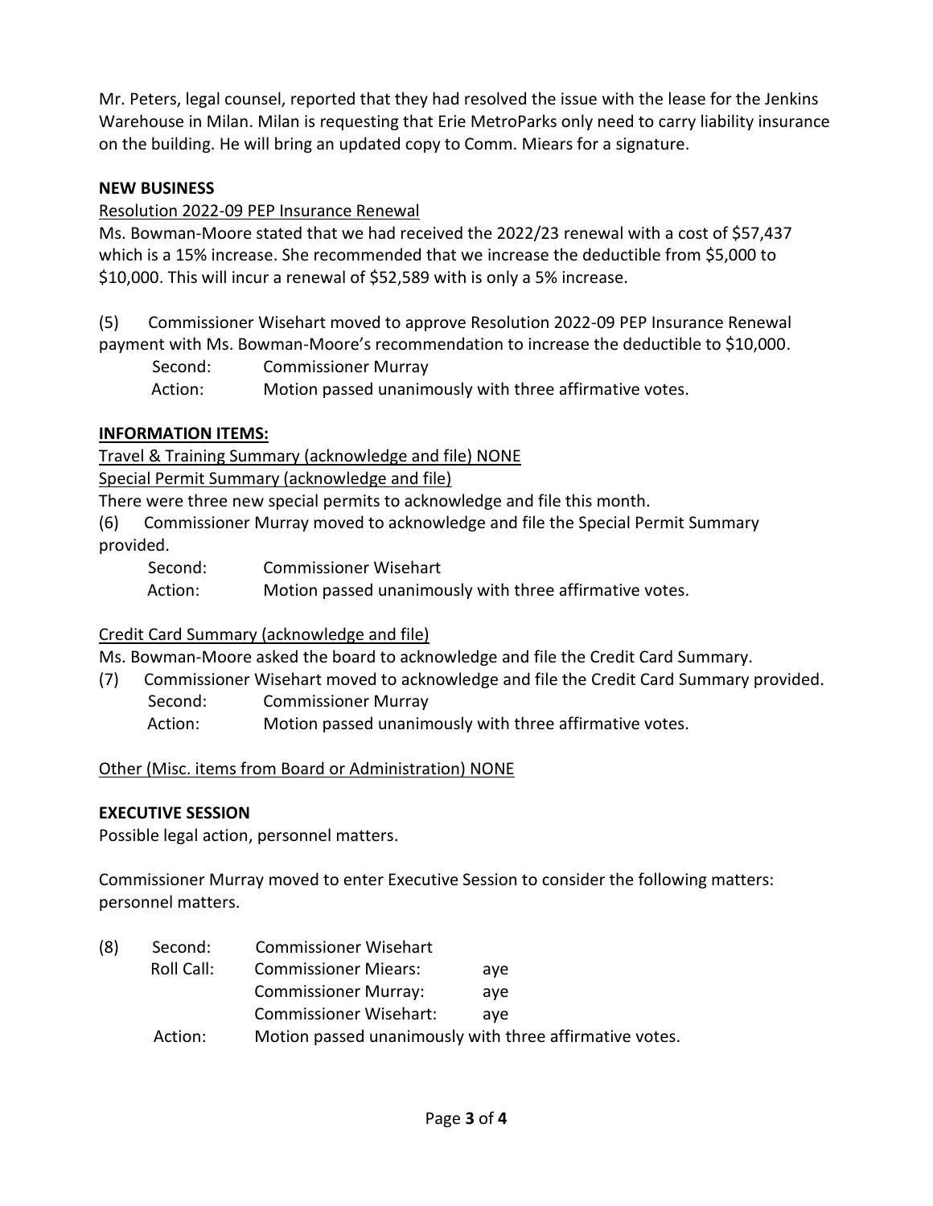Mr. Peters, legal counsel, reported that they had resolved the issue with the lease for the Jenkins Warehouse in Milan. Milan is requesting that Erie MetroParks only need to carry liability insurance on the building. He will bring an updated copy to Comm. Miears for a signature.

**NEW BUSINESS**

Resolution 2022-09 PEP Insurance Renewal

Ms. Bowman-Moore stated that we had received the 2022/23 renewal with a cost of $57,437 which is a 15% increase. She recommended that we increase the deductible from $5,000 to $10,000. This will incur a renewal of $52,589 with is only a 5% increase.

(5) Commissioner Wisehart moved to approve Resolution 2022-09 PEP Insurance Renewal payment with Ms. Bowman-Moore's recommendation to increase the deductible to $10,000.

Second: Commissioner Murray

Action: Motion passed unanimously with three affirmative votes.

**INFORMATION ITEMS:**

Travel & Training Summary (acknowledge and file) NONE

Special Permit Summary (acknowledge and file)

There were three new special permits to acknowledge and file this month.

(6) Commissioner Murray moved to acknowledge and file the Special Permit Summary provided.

Second: Commissioner Wisehart

Action: Motion passed unanimously with three affirmative votes.

Credit Card Summary (acknowledge and file)

Ms. Bowman-Moore asked the board to acknowledge and file the Credit Card Summary.

(7) Commissioner Wisehart moved to acknowledge and file the Credit Card Summary provided.

Second: Commissioner Murray

Action: Motion passed unanimously with three affirmative votes.

Other (Misc. items from Board or Administration) NONE

**EXECUTIVE SESSION**

Possible legal action, personnel matters.

Commissioner Murray moved to enter Executive Session to consider the following matters: personnel matters.

(8) Second: Commissioner Wisehart

Roll Call:
- Commissioner Miears: aye
- Commissioner Murray: aye
- Commissioner Wisehart: aye

Action: Motion passed unanimously with three affirmative votes.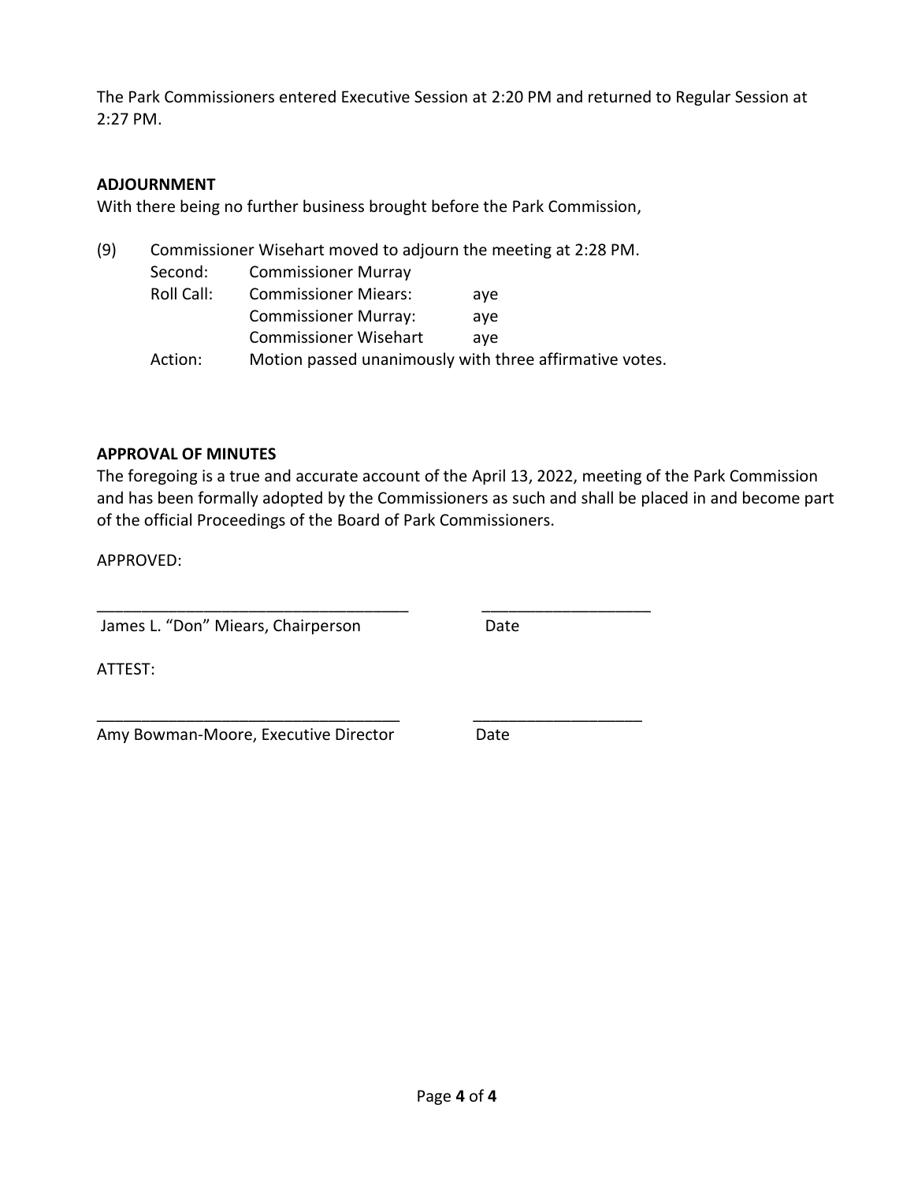The Park Commissioners entered Executive Session at 2:20 PM and returned to Regular Session at 2:27 PM.

**ADJOURNMENT**

With there being no further business brought before the Park Commission,

(9) Commissioner Wisehart moved to adjourn the meeting at 2:28 PM.

| | | |
|---|---|---|
| Second: | Commissioner Murray | |
| Roll Call: | Commissioner Miears: | aye |
| | Commissioner Murray: | aye |
| | Commissioner Wisehart | aye |
| Action: | Motion passed unanimously with three affirmative votes. | |

**APPROVAL OF MINUTES**

The foregoing is a true and accurate account of the April 13, 2022, meeting of the Park Commission and has been formally adopted by the Commissioners as such and shall be placed in and become part of the official Proceedings of the Board of Park Commissioners.

APPROVED:

___________________________________ ___________________

James L. "Don" Miears, Chairperson Date

ATTEST:

___________________________________ ___________________

Amy Bowman-Moore, Executive Director Date